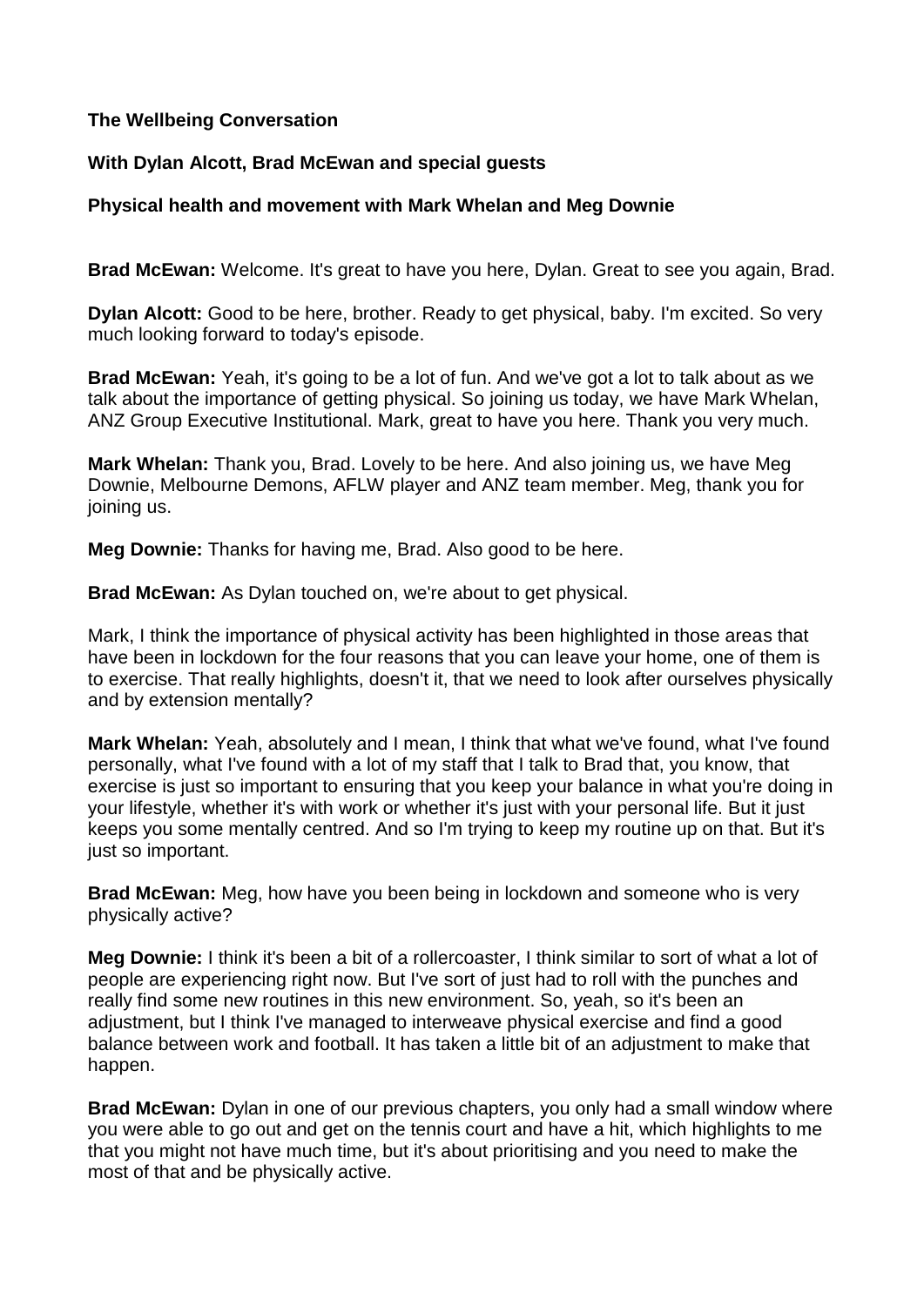**The Wellbeing Conversation**

**With Dylan Alcott, Brad McEwan and special guests**

**Physical health and movement with Mark Whelan and Meg Downie**

**Brad McEwan:** Welcome. It's great to have you here, Dylan. Great to see you again, Brad.

**Dylan Alcott:** Good to be here, brother. Ready to get physical, baby. I'm excited. So very much looking forward to today's episode.

**Brad McEwan:** Yeah, it's going to be a lot of fun. And we've got a lot to talk about as we talk about the importance of getting physical. So joining us today, we have Mark Whelan, ANZ Group Executive Institutional. Mark, great to have you here. Thank you very much.

**Mark Whelan:** Thank you, Brad. Lovely to be here. And also joining us, we have Meg Downie, Melbourne Demons, AFLW player and ANZ team member. Meg, thank you for joining us.

**Meg Downie:** Thanks for having me, Brad. Also good to be here.

**Brad McEwan:** As Dylan touched on, we're about to get physical.

Mark, I think the importance of physical activity has been highlighted in those areas that have been in lockdown for the four reasons that you can leave your home, one of them is to exercise. That really highlights, doesn't it, that we need to look after ourselves physically and by extension mentally?

**Mark Whelan:** Yeah, absolutely and I mean, I think that what we've found, what I've found personally, what I've found with a lot of my staff that I talk to Brad that, you know, that exercise is just so important to ensuring that you keep your balance in what you're doing in your lifestyle, whether it's with work or whether it's just with your personal life. But it just keeps you some mentally centred. And so I'm trying to keep my routine up on that. But it's just so important.

**Brad McEwan:** Meg, how have you been being in lockdown and someone who is very physically active?

**Meg Downie:** I think it's been a bit of a rollercoaster, I think similar to sort of what a lot of people are experiencing right now. But I've sort of just had to roll with the punches and really find some new routines in this new environment. So, yeah, so it's been an adjustment, but I think I've managed to interweave physical exercise and find a good balance between work and football. It has taken a little bit of an adjustment to make that happen.

**Brad McEwan:** Dylan in one of our previous chapters, you only had a small window where you were able to go out and get on the tennis court and have a hit, which highlights to me that you might not have much time, but it's about prioritising and you need to make the most of that and be physically active.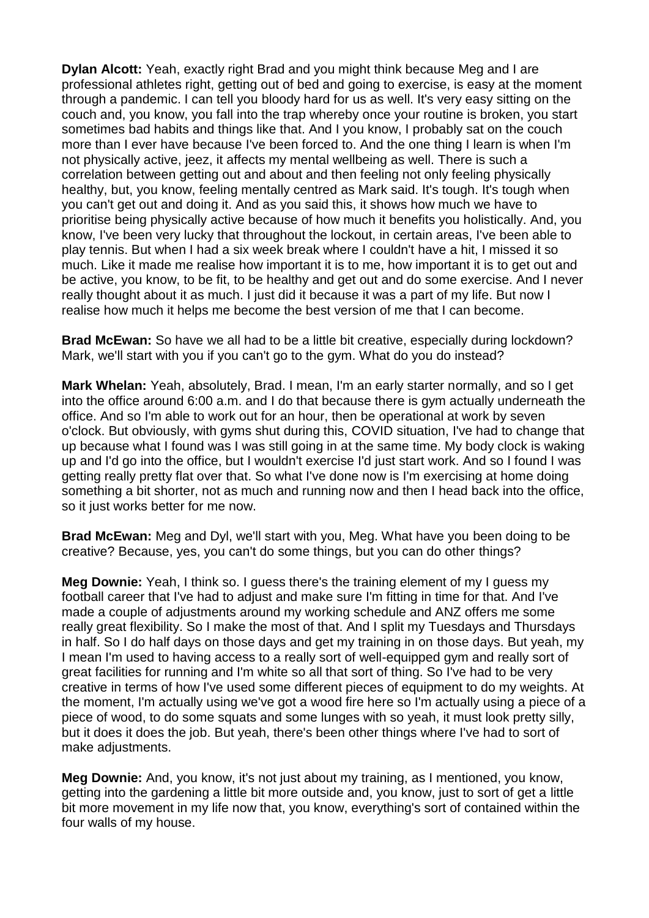**Dylan Alcott:** Yeah, exactly right Brad and you might think because Meg and I are professional athletes right, getting out of bed and going to exercise, is easy at the moment through a pandemic. I can tell you bloody hard for us as well. It's very easy sitting on the couch and, you know, you fall into the trap whereby once your routine is broken, you start sometimes bad habits and things like that. And I you know, I probably sat on the couch more than I ever have because I've been forced to. And the one thing I learn is when I'm not physically active, jeez, it affects my mental wellbeing as well. There is such a correlation between getting out and about and then feeling not only feeling physically healthy, but, you know, feeling mentally centred as Mark said. It's tough. It's tough when you can't get out and doing it. And as you said this, it shows how much we have to prioritise being physically active because of how much it benefits you holistically. And, you know, I've been very lucky that throughout the lockout, in certain areas, I've been able to play tennis. But when I had a six week break where I couldn't have a hit, I missed it so much. Like it made me realise how important it is to me, how important it is to get out and be active, you know, to be fit, to be healthy and get out and do some exercise. And I never really thought about it as much. I just did it because it was a part of my life. But now I realise how much it helps me become the best version of me that I can become.

**Brad McEwan:** So have we all had to be a little bit creative, especially during lockdown? Mark, we'll start with you if you can't go to the gym. What do you do instead?

**Mark Whelan:** Yeah, absolutely, Brad. I mean, I'm an early starter normally, and so I get into the office around 6:00 a.m. and I do that because there is gym actually underneath the office. And so I'm able to work out for an hour, then be operational at work by seven o'clock. But obviously, with gyms shut during this, COVID situation, I've had to change that up because what I found was I was still going in at the same time. My body clock is waking up and I'd go into the office, but I wouldn't exercise I'd just start work. And so I found I was getting really pretty flat over that. So what I've done now is I'm exercising at home doing something a bit shorter, not as much and running now and then I head back into the office, so it just works better for me now.

**Brad McEwan:** Meg and Dyl, we'll start with you, Meg. What have you been doing to be creative? Because, yes, you can't do some things, but you can do other things?

**Meg Downie:** Yeah, I think so. I guess there's the training element of my I guess my football career that I've had to adjust and make sure I'm fitting in time for that. And I've made a couple of adjustments around my working schedule and ANZ offers me some really great flexibility. So I make the most of that. And I split my Tuesdays and Thursdays in half. So I do half days on those days and get my training in on those days. But yeah, my I mean I'm used to having access to a really sort of well-equipped gym and really sort of great facilities for running and I'm white so all that sort of thing. So I've had to be very creative in terms of how I've used some different pieces of equipment to do my weights. At the moment, I'm actually using we've got a wood fire here so I'm actually using a piece of a piece of wood, to do some squats and some lunges with so yeah, it must look pretty silly, but it does it does the job. But yeah, there's been other things where I've had to sort of make adjustments.

**Meg Downie:** And, you know, it's not just about my training, as I mentioned, you know, getting into the gardening a little bit more outside and, you know, just to sort of get a little bit more movement in my life now that, you know, everything's sort of contained within the four walls of my house.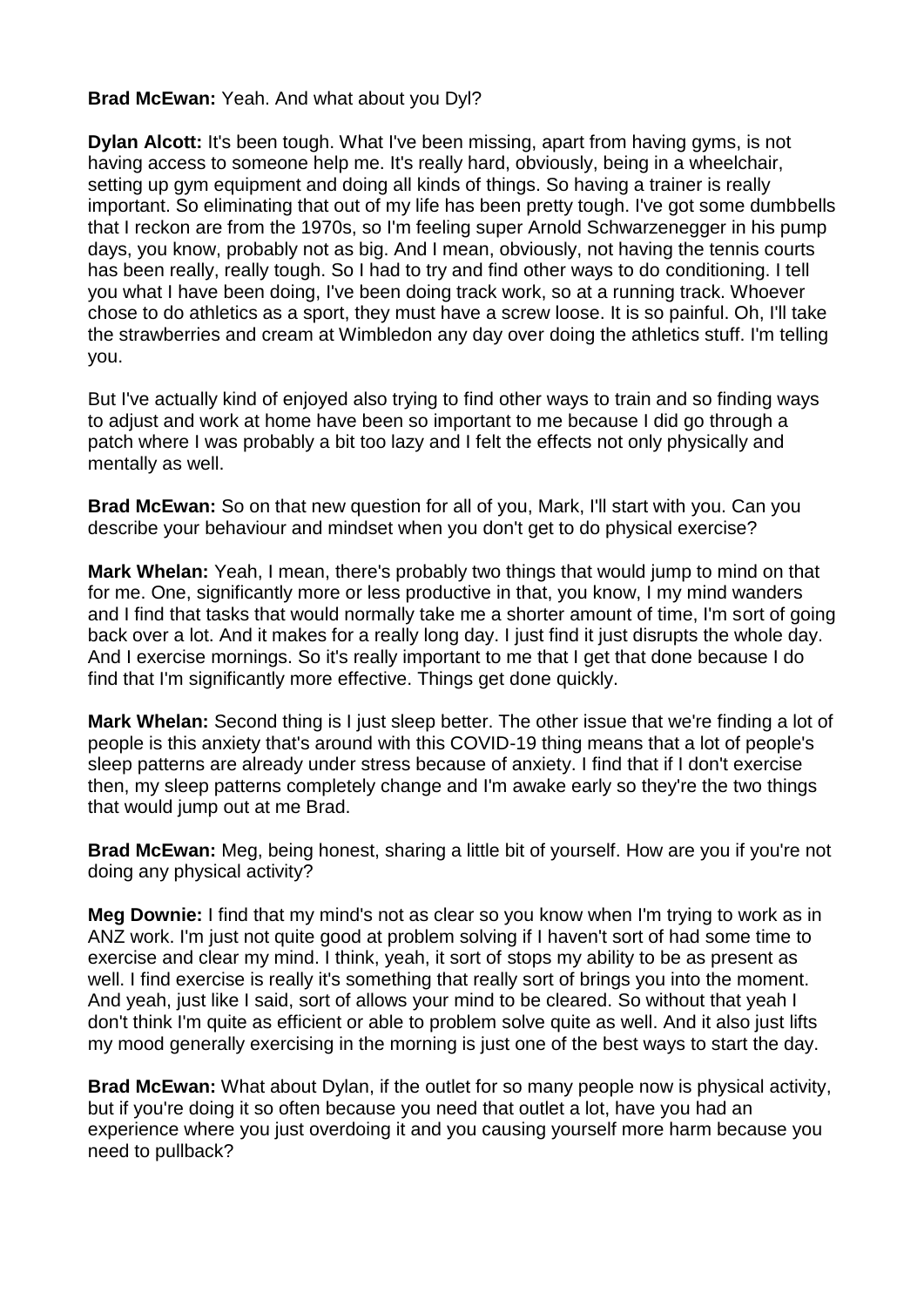**Brad McEwan:** Yeah. And what about you Dyl?

**Dylan Alcott:** It's been tough. What I've been missing, apart from having gyms, is not having access to someone help me. It's really hard, obviously, being in a wheelchair, setting up gym equipment and doing all kinds of things. So having a trainer is really important. So eliminating that out of my life has been pretty tough. I've got some dumbbells that I reckon are from the 1970s, so I'm feeling super Arnold Schwarzenegger in his pump days, you know, probably not as big. And I mean, obviously, not having the tennis courts has been really, really tough. So I had to try and find other ways to do conditioning. I tell you what I have been doing, I've been doing track work, so at a running track. Whoever chose to do athletics as a sport, they must have a screw loose. It is so painful. Oh, I'll take the strawberries and cream at Wimbledon any day over doing the athletics stuff. I'm telling you.

But I've actually kind of enjoyed also trying to find other ways to train and so finding ways to adjust and work at home have been so important to me because I did go through a patch where I was probably a bit too lazy and I felt the effects not only physically and mentally as well.

**Brad McEwan:** So on that new question for all of you, Mark, I'll start with you. Can you describe your behaviour and mindset when you don't get to do physical exercise?

**Mark Whelan:** Yeah, I mean, there's probably two things that would jump to mind on that for me. One, significantly more or less productive in that, you know, I my mind wanders and I find that tasks that would normally take me a shorter amount of time, I'm sort of going back over a lot. And it makes for a really long day. I just find it just disrupts the whole day. And I exercise mornings. So it's really important to me that I get that done because I do find that I'm significantly more effective. Things get done quickly.

**Mark Whelan:** Second thing is I just sleep better. The other issue that we're finding a lot of people is this anxiety that's around with this COVID-19 thing means that a lot of people's sleep patterns are already under stress because of anxiety. I find that if I don't exercise then, my sleep patterns completely change and I'm awake early so they're the two things that would jump out at me Brad.

**Brad McEwan:** Meg, being honest, sharing a little bit of yourself. How are you if you're not doing any physical activity?

**Meg Downie:** I find that my mind's not as clear so you know when I'm trying to work as in ANZ work. I'm just not quite good at problem solving if I haven't sort of had some time to exercise and clear my mind. I think, yeah, it sort of stops my ability to be as present as well. I find exercise is really it's something that really sort of brings you into the moment. And yeah, just like I said, sort of allows your mind to be cleared. So without that yeah I don't think I'm quite as efficient or able to problem solve quite as well. And it also just lifts my mood generally exercising in the morning is just one of the best ways to start the day.

**Brad McEwan:** What about Dylan, if the outlet for so many people now is physical activity, but if you're doing it so often because you need that outlet a lot, have you had an experience where you just overdoing it and you causing yourself more harm because you need to pullback?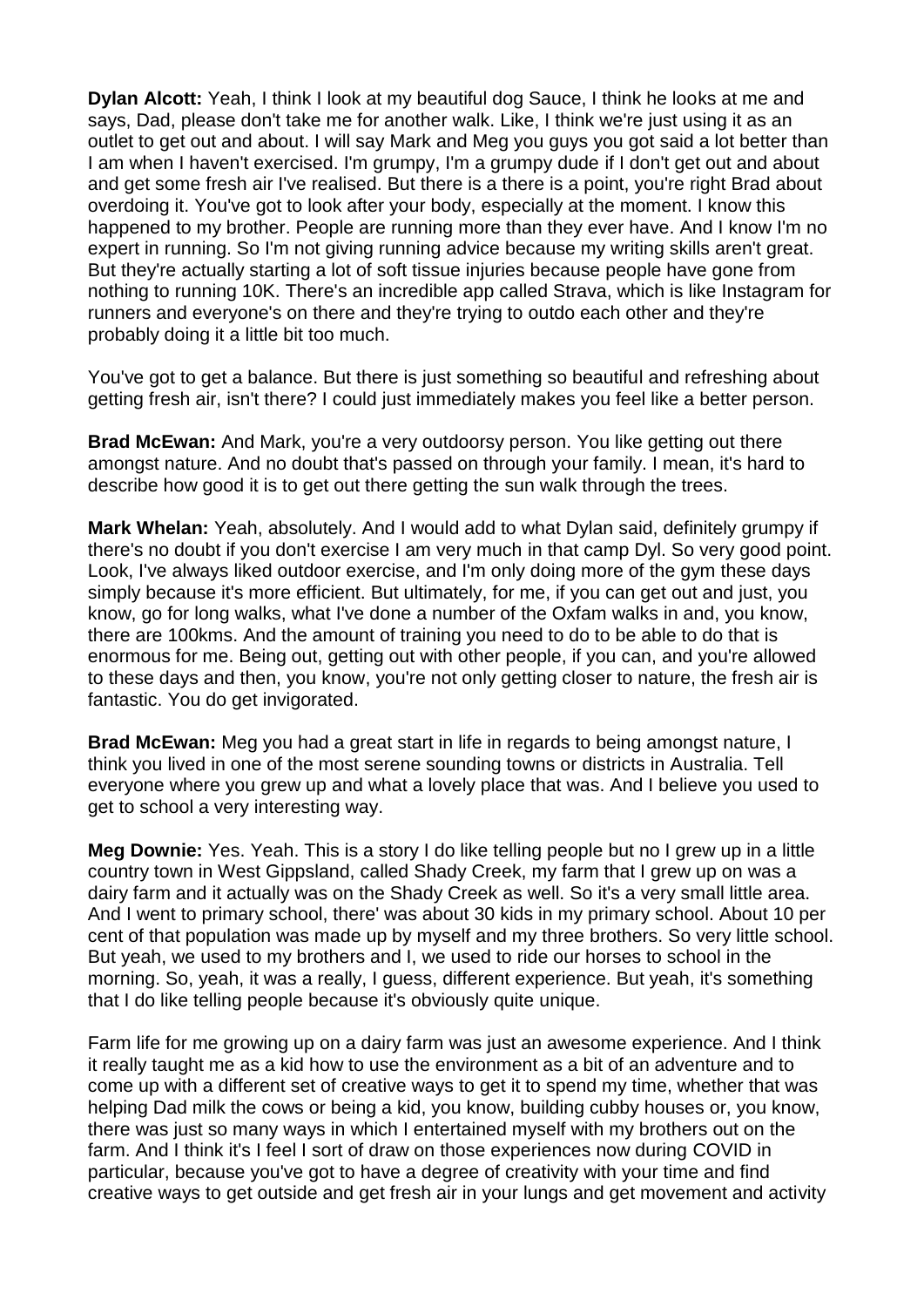**Dylan Alcott:** Yeah, I think I look at my beautiful dog Sauce, I think he looks at me and says, Dad, please don't take me for another walk. Like, I think we're just using it as an outlet to get out and about. I will say Mark and Meg you guys you got said a lot better than I am when I haven't exercised. I'm grumpy, I'm a grumpy dude if I don't get out and about and get some fresh air I've realised. But there is a there is a point, you're right Brad about overdoing it. You've got to look after your body, especially at the moment. I know this happened to my brother. People are running more than they ever have. And I know I'm no expert in running. So I'm not giving running advice because my writing skills aren't great. But they're actually starting a lot of soft tissue injuries because people have gone from nothing to running 10K. There's an incredible app called Strava, which is like Instagram for runners and everyone's on there and they're trying to outdo each other and they're probably doing it a little bit too much.

You've got to get a balance. But there is just something so beautiful and refreshing about getting fresh air, isn't there? I could just immediately makes you feel like a better person.

**Brad McEwan:** And Mark, you're a very outdoorsy person. You like getting out there amongst nature. And no doubt that's passed on through your family. I mean, it's hard to describe how good it is to get out there getting the sun walk through the trees.

**Mark Whelan:** Yeah, absolutely. And I would add to what Dylan said, definitely grumpy if there's no doubt if you don't exercise I am very much in that camp Dyl. So very good point. Look, I've always liked outdoor exercise, and I'm only doing more of the gym these days simply because it's more efficient. But ultimately, for me, if you can get out and just, you know, go for long walks, what I've done a number of the Oxfam walks in and, you know, there are 100kms. And the amount of training you need to do to be able to do that is enormous for me. Being out, getting out with other people, if you can, and you're allowed to these days and then, you know, you're not only getting closer to nature, the fresh air is fantastic. You do get invigorated.

**Brad McEwan:** Meg you had a great start in life in regards to being amongst nature, I think you lived in one of the most serene sounding towns or districts in Australia. Tell everyone where you grew up and what a lovely place that was. And I believe you used to get to school a very interesting way.

**Meg Downie:** Yes. Yeah. This is a story I do like telling people but no I grew up in a little country town in West Gippsland, called Shady Creek, my farm that I grew up on was a dairy farm and it actually was on the Shady Creek as well. So it's a very small little area. And I went to primary school, there' was about 30 kids in my primary school. About 10 per cent of that population was made up by myself and my three brothers. So very little school. But yeah, we used to my brothers and I, we used to ride our horses to school in the morning. So, yeah, it was a really, I guess, different experience. But yeah, it's something that I do like telling people because it's obviously quite unique.

Farm life for me growing up on a dairy farm was just an awesome experience. And I think it really taught me as a kid how to use the environment as a bit of an adventure and to come up with a different set of creative ways to get it to spend my time, whether that was helping Dad milk the cows or being a kid, you know, building cubby houses or, you know, there was just so many ways in which I entertained myself with my brothers out on the farm. And I think it's I feel I sort of draw on those experiences now during COVID in particular, because you've got to have a degree of creativity with your time and find creative ways to get outside and get fresh air in your lungs and get movement and activity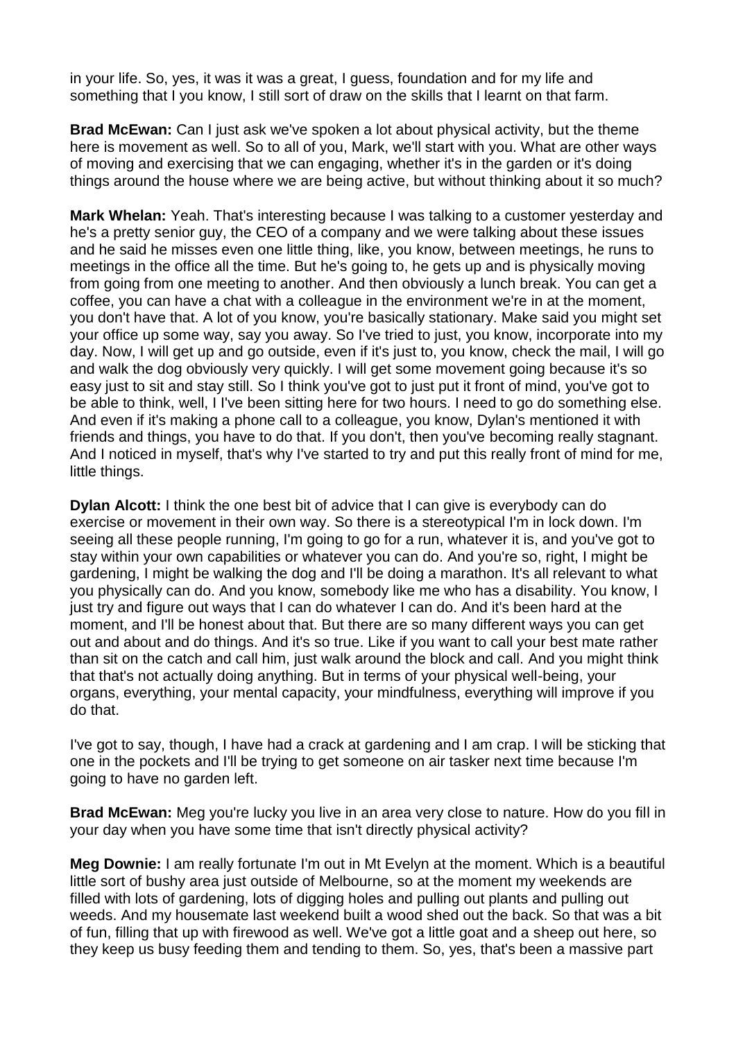in your life. So, yes, it was it was a great, I guess, foundation and for my life and something that I you know, I still sort of draw on the skills that I learnt on that farm.

**Brad McEwan:** Can I just ask we've spoken a lot about physical activity, but the theme here is movement as well. So to all of you, Mark, we'll start with you. What are other ways of moving and exercising that we can engaging, whether it's in the garden or it's doing things around the house where we are being active, but without thinking about it so much?

**Mark Whelan:** Yeah. That's interesting because I was talking to a customer yesterday and he's a pretty senior guy, the CEO of a company and we were talking about these issues and he said he misses even one little thing, like, you know, between meetings, he runs to meetings in the office all the time. But he's going to, he gets up and is physically moving from going from one meeting to another. And then obviously a lunch break. You can get a coffee, you can have a chat with a colleague in the environment we're in at the moment, you don't have that. A lot of you know, you're basically stationary. Make said you might set your office up some way, say you away. So I've tried to just, you know, incorporate into my day. Now, I will get up and go outside, even if it's just to, you know, check the mail, I will go and walk the dog obviously very quickly. I will get some movement going because it's so easy just to sit and stay still. So I think you've got to just put it front of mind, you've got to be able to think, well, I I've been sitting here for two hours. I need to go do something else. And even if it's making a phone call to a colleague, you know, Dylan's mentioned it with friends and things, you have to do that. If you don't, then you've becoming really stagnant. And I noticed in myself, that's why I've started to try and put this really front of mind for me, little things.

**Dylan Alcott:** I think the one best bit of advice that I can give is everybody can do exercise or movement in their own way. So there is a stereotypical I'm in lock down. I'm seeing all these people running, I'm going to go for a run, whatever it is, and you've got to stay within your own capabilities or whatever you can do. And you're so, right, I might be gardening, I might be walking the dog and I'll be doing a marathon. It's all relevant to what you physically can do. And you know, somebody like me who has a disability. You know, I just try and figure out ways that I can do whatever I can do. And it's been hard at the moment, and I'll be honest about that. But there are so many different ways you can get out and about and do things. And it's so true. Like if you want to call your best mate rather than sit on the catch and call him, just walk around the block and call. And you might think that that's not actually doing anything. But in terms of your physical well-being, your organs, everything, your mental capacity, your mindfulness, everything will improve if you do that.

I've got to say, though, I have had a crack at gardening and I am crap. I will be sticking that one in the pockets and I'll be trying to get someone on air tasker next time because I'm going to have no garden left.

**Brad McEwan:** Meg you're lucky you live in an area very close to nature. How do you fill in your day when you have some time that isn't directly physical activity?

**Meg Downie:** I am really fortunate I'm out in Mt Evelyn at the moment. Which is a beautiful little sort of bushy area just outside of Melbourne, so at the moment my weekends are filled with lots of gardening, lots of digging holes and pulling out plants and pulling out weeds. And my housemate last weekend built a wood shed out the back. So that was a bit of fun, filling that up with firewood as well. We've got a little goat and a sheep out here, so they keep us busy feeding them and tending to them. So, yes, that's been a massive part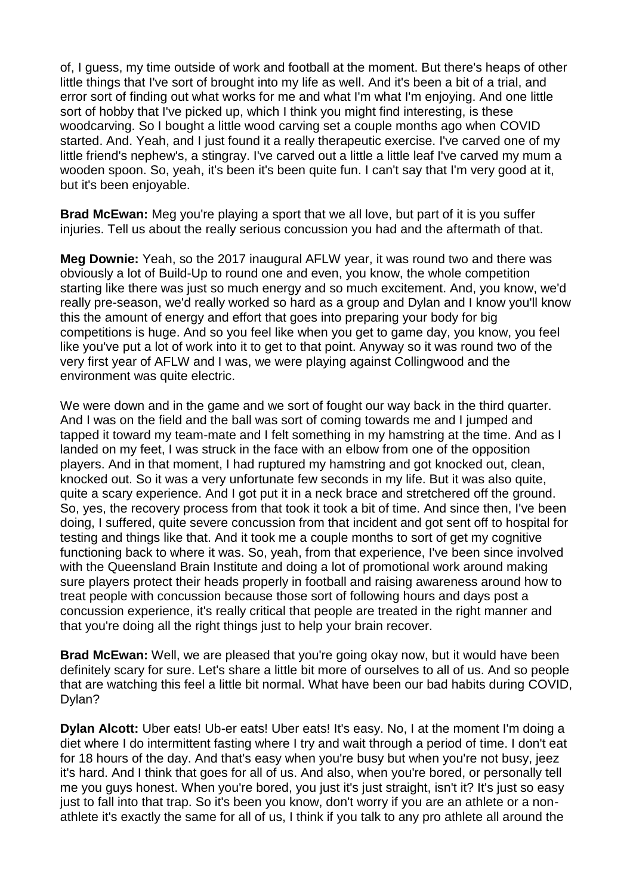of, I guess, my time outside of work and football at the moment. But there's heaps of other little things that I've sort of brought into my life as well. And it's been a bit of a trial, and error sort of finding out what works for me and what I'm what I'm enjoying. And one little sort of hobby that I've picked up, which I think you might find interesting, is these woodcarving. So I bought a little wood carving set a couple months ago when COVID started. And. Yeah, and I just found it a really therapeutic exercise. I've carved one of my little friend's nephew's, a stingray. I've carved out a little a little leaf I've carved my mum a wooden spoon. So, yeah, it's been it's been quite fun. I can't say that I'm very good at it, but it's been enjoyable.

**Brad McEwan:** Meg you're playing a sport that we all love, but part of it is you suffer injuries. Tell us about the really serious concussion you had and the aftermath of that.

**Meg Downie:** Yeah, so the 2017 inaugural AFLW year, it was round two and there was obviously a lot of Build-Up to round one and even, you know, the whole competition starting like there was just so much energy and so much excitement. And, you know, we'd really pre-season, we'd really worked so hard as a group and Dylan and I know you'll know this the amount of energy and effort that goes into preparing your body for big competitions is huge. And so you feel like when you get to game day, you know, you feel like you've put a lot of work into it to get to that point. Anyway so it was round two of the very first year of AFLW and I was, we were playing against Collingwood and the environment was quite electric.

We were down and in the game and we sort of fought our way back in the third quarter. And I was on the field and the ball was sort of coming towards me and I jumped and tapped it toward my team-mate and I felt something in my hamstring at the time. And as I landed on my feet, I was struck in the face with an elbow from one of the opposition players. And in that moment, I had ruptured my hamstring and got knocked out, clean, knocked out. So it was a very unfortunate few seconds in my life. But it was also quite, quite a scary experience. And I got put it in a neck brace and stretchered off the ground. So, yes, the recovery process from that took it took a bit of time. And since then, I've been doing, I suffered, quite severe concussion from that incident and got sent off to hospital for testing and things like that. And it took me a couple months to sort of get my cognitive functioning back to where it was. So, yeah, from that experience, I've been since involved with the Queensland Brain Institute and doing a lot of promotional work around making sure players protect their heads properly in football and raising awareness around how to treat people with concussion because those sort of following hours and days post a concussion experience, it's really critical that people are treated in the right manner and that you're doing all the right things just to help your brain recover.

**Brad McEwan:** Well, we are pleased that you're going okay now, but it would have been definitely scary for sure. Let's share a little bit more of ourselves to all of us. And so people that are watching this feel a little bit normal. What have been our bad habits during COVID, Dylan?

**Dylan Alcott:** Uber eats! Ub-er eats! Uber eats! It's easy. No, I at the moment I'm doing a diet where I do intermittent fasting where I try and wait through a period of time. I don't eat for 18 hours of the day. And that's easy when you're busy but when you're not busy, jeez it's hard. And I think that goes for all of us. And also, when you're bored, or personally tell me you guys honest. When you're bored, you just it's just straight, isn't it? It's just so easy just to fall into that trap. So it's been you know, don't worry if you are an athlete or a non-athlete it's exactly the same for all of us, I think if you talk to any pro athlete all around the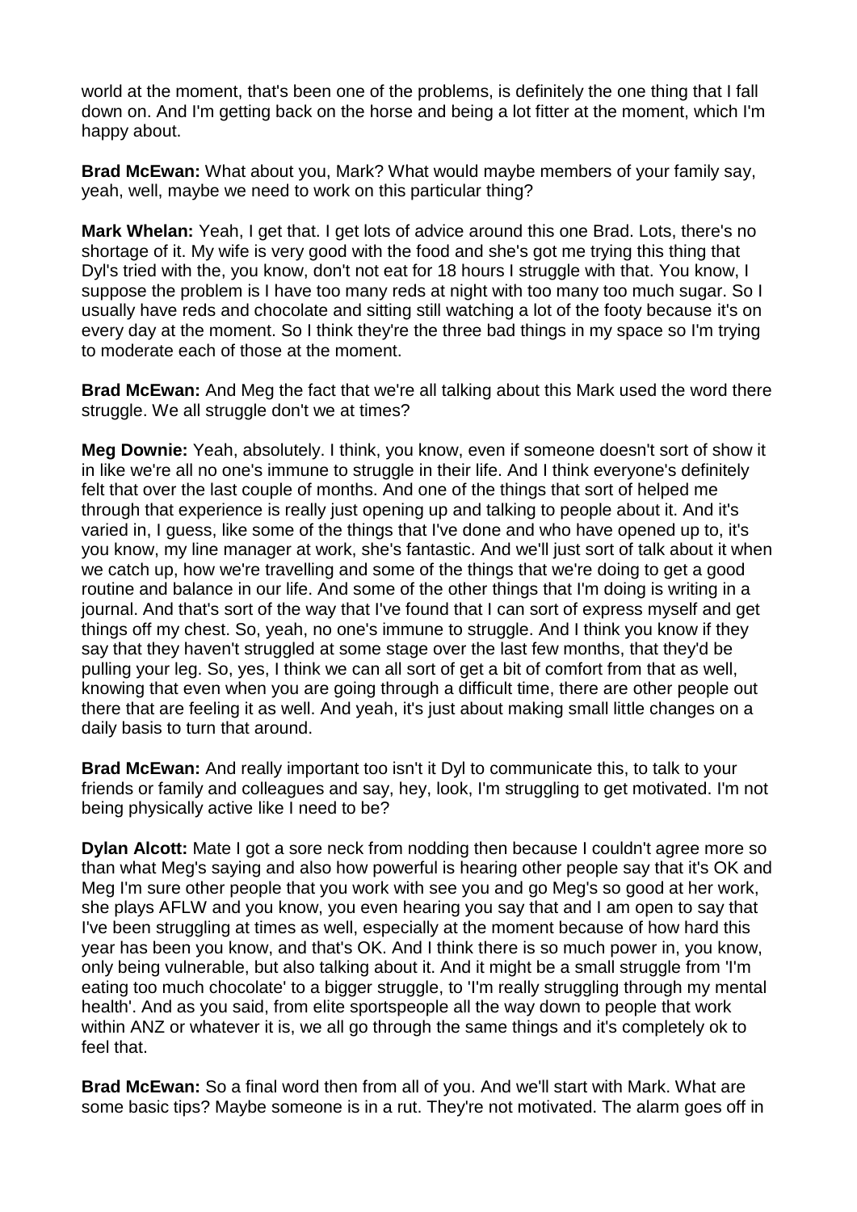world at the moment, that's been one of the problems, is definitely the one thing that I fall down on. And I'm getting back on the horse and being a lot fitter at the moment, which I'm happy about.

**Brad McEwan:** What about you, Mark? What would maybe members of your family say, yeah, well, maybe we need to work on this particular thing?

**Mark Whelan:** Yeah, I get that. I get lots of advice around this one Brad. Lots, there's no shortage of it. My wife is very good with the food and she's got me trying this thing that Dyl's tried with the, you know, don't not eat for 18 hours I struggle with that. You know, I suppose the problem is I have too many reds at night with too many too much sugar. So I usually have reds and chocolate and sitting still watching a lot of the footy because it's on every day at the moment. So I think they're the three bad things in my space so I'm trying to moderate each of those at the moment.

**Brad McEwan:** And Meg the fact that we're all talking about this Mark used the word there struggle. We all struggle don't we at times?

**Meg Downie:** Yeah, absolutely. I think, you know, even if someone doesn't sort of show it in like we're all no one's immune to struggle in their life. And I think everyone's definitely felt that over the last couple of months. And one of the things that sort of helped me through that experience is really just opening up and talking to people about it. And it's varied in, I guess, like some of the things that I've done and who have opened up to, it's you know, my line manager at work, she's fantastic. And we'll just sort of talk about it when we catch up, how we're travelling and some of the things that we're doing to get a good routine and balance in our life. And some of the other things that I'm doing is writing in a journal. And that's sort of the way that I've found that I can sort of express myself and get things off my chest. So, yeah, no one's immune to struggle. And I think you know if they say that they haven't struggled at some stage over the last few months, that they'd be pulling your leg. So, yes, I think we can all sort of get a bit of comfort from that as well, knowing that even when you are going through a difficult time, there are other people out there that are feeling it as well. And yeah, it's just about making small little changes on a daily basis to turn that around.

**Brad McEwan:** And really important too isn't it Dyl to communicate this, to talk to your friends or family and colleagues and say, hey, look, I'm struggling to get motivated. I'm not being physically active like I need to be?

**Dylan Alcott:** Mate I got a sore neck from nodding then because I couldn't agree more so than what Meg's saying and also how powerful is hearing other people say that it's OK and Meg I'm sure other people that you work with see you and go Meg's so good at her work, she plays AFLW and you know, you even hearing you say that and I am open to say that I've been struggling at times as well, especially at the moment because of how hard this year has been you know, and that's OK. And I think there is so much power in, you know, only being vulnerable, but also talking about it. And it might be a small struggle from 'I'm eating too much chocolate' to a bigger struggle, to 'I'm really struggling through my mental health'. And as you said, from elite sportspeople all the way down to people that work within ANZ or whatever it is, we all go through the same things and it's completely ok to feel that.

**Brad McEwan:** So a final word then from all of you. And we'll start with Mark. What are some basic tips? Maybe someone is in a rut. They're not motivated. The alarm goes off in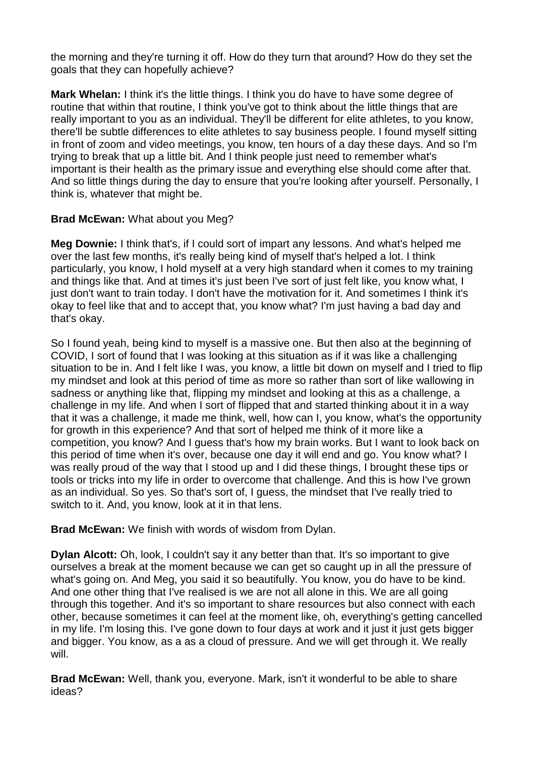the morning and they're turning it off. How do they turn that around? How do they set the goals that they can hopefully achieve?

**Mark Whelan:** I think it's the little things. I think you do have to have some degree of routine that within that routine, I think you've got to think about the little things that are really important to you as an individual. They'll be different for elite athletes, to you know, there'll be subtle differences to elite athletes to say business people. I found myself sitting in front of zoom and video meetings, you know, ten hours of a day these days. And so I'm trying to break that up a little bit. And I think people just need to remember what's important is their health as the primary issue and everything else should come after that. And so little things during the day to ensure that you're looking after yourself. Personally, I think is, whatever that might be.

**Brad McEwan:** What about you Meg?

**Meg Downie:** I think that's, if I could sort of impart any lessons. And what's helped me over the last few months, it's really being kind of myself that's helped a lot. I think particularly, you know, I hold myself at a very high standard when it comes to my training and things like that. And at times it's just been I've sort of just felt like, you know what, I just don't want to train today. I don't have the motivation for it. And sometimes I think it's okay to feel like that and to accept that, you know what? I'm just having a bad day and that's okay.

So I found yeah, being kind to myself is a massive one. But then also at the beginning of COVID, I sort of found that I was looking at this situation as if it was like a challenging situation to be in. And I felt like I was, you know, a little bit down on myself and I tried to flip my mindset and look at this period of time as more so rather than sort of like wallowing in sadness or anything like that, flipping my mindset and looking at this as a challenge, a challenge in my life. And when I sort of flipped that and started thinking about it in a way that it was a challenge, it made me think, well, how can I, you know, what's the opportunity for growth in this experience? And that sort of helped me think of it more like a competition, you know? And I guess that's how my brain works. But I want to look back on this period of time when it's over, because one day it will end and go. You know what? I was really proud of the way that I stood up and I did these things, I brought these tips or tools or tricks into my life in order to overcome that challenge. And this is how I've grown as an individual. So yes. So that's sort of, I guess, the mindset that I've really tried to switch to it. And, you know, look at it in that lens.

**Brad McEwan:** We finish with words of wisdom from Dylan.

**Dylan Alcott:** Oh, look, I couldn't say it any better than that. It's so important to give ourselves a break at the moment because we can get so caught up in all the pressure of what's going on. And Meg, you said it so beautifully. You know, you do have to be kind. And one other thing that I've realised is we are not all alone in this. We are all going through this together. And it's so important to share resources but also connect with each other, because sometimes it can feel at the moment like, oh, everything's getting cancelled in my life. I'm losing this. I've gone down to four days at work and it just it just gets bigger and bigger. You know, as a as a cloud of pressure. And we will get through it. We really will.

**Brad McEwan:** Well, thank you, everyone. Mark, isn't it wonderful to be able to share ideas?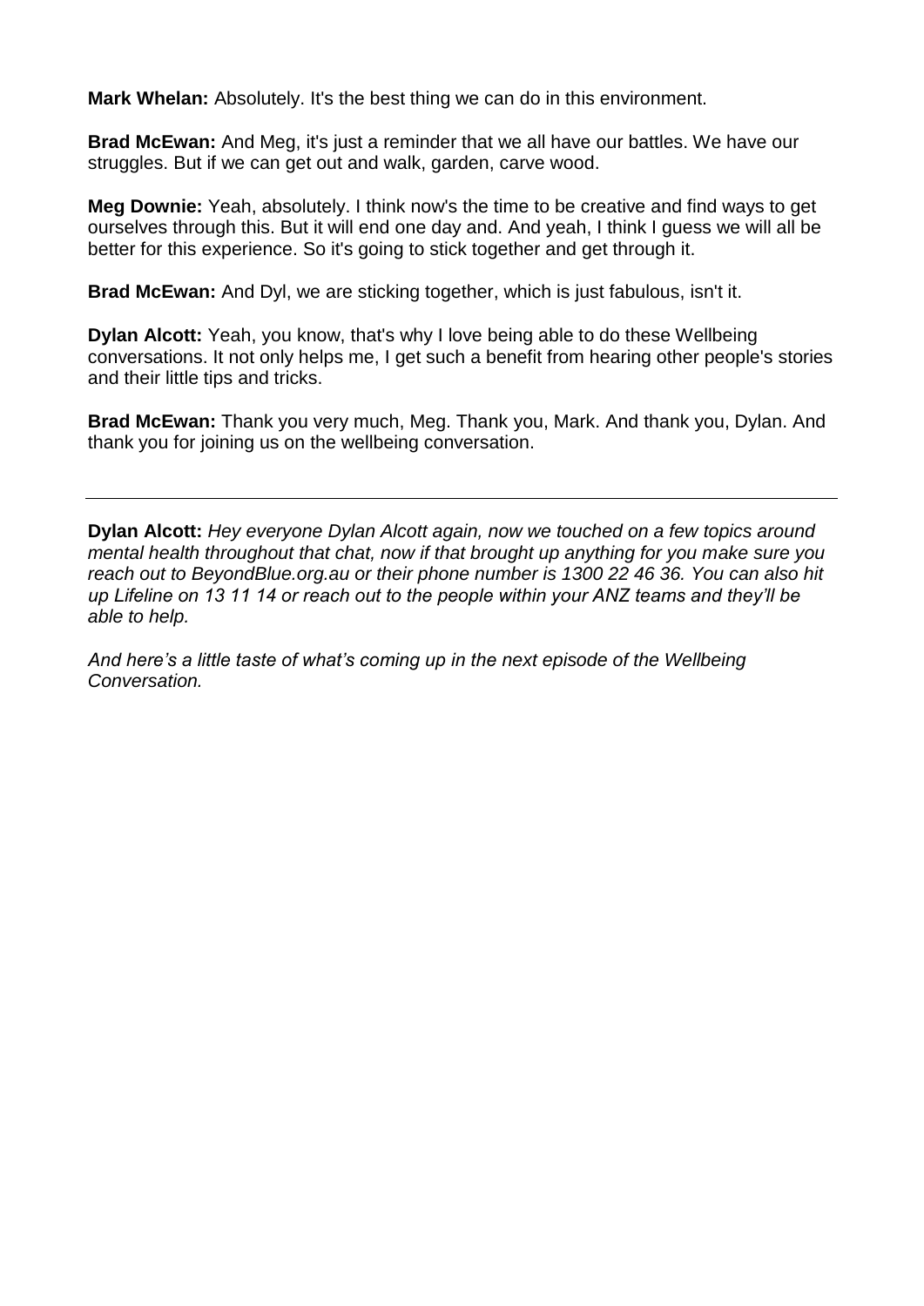**Mark Whelan:** Absolutely. It's the best thing we can do in this environment.

**Brad McEwan:** And Meg, it's just a reminder that we all have our battles. We have our struggles. But if we can get out and walk, garden, carve wood.

**Meg Downie:** Yeah, absolutely. I think now's the time to be creative and find ways to get ourselves through this. But it will end one day and. And yeah, I think I guess we will all be better for this experience. So it's going to stick together and get through it.

**Brad McEwan:** And Dyl, we are sticking together, which is just fabulous, isn't it.

**Dylan Alcott:** Yeah, you know, that's why I love being able to do these Wellbeing conversations. It not only helps me, I get such a benefit from hearing other people's stories and their little tips and tricks.

**Brad McEwan:** Thank you very much, Meg. Thank you, Mark. And thank you, Dylan. And thank you for joining us on the wellbeing conversation.

---

**Dylan Alcott:** *Hey everyone Dylan Alcott again, now we touched on a few topics around mental health throughout that chat, now if that brought up anything for you make sure you reach out to BeyondBlue.org.au or their phone number is 1300 22 46 36. You can also hit up Lifeline on 13 11 14 or reach out to the people within your ANZ teams and they'll be able to help.*

*And here's a little taste of what's coming up in the next episode of the Wellbeing Conversation.*